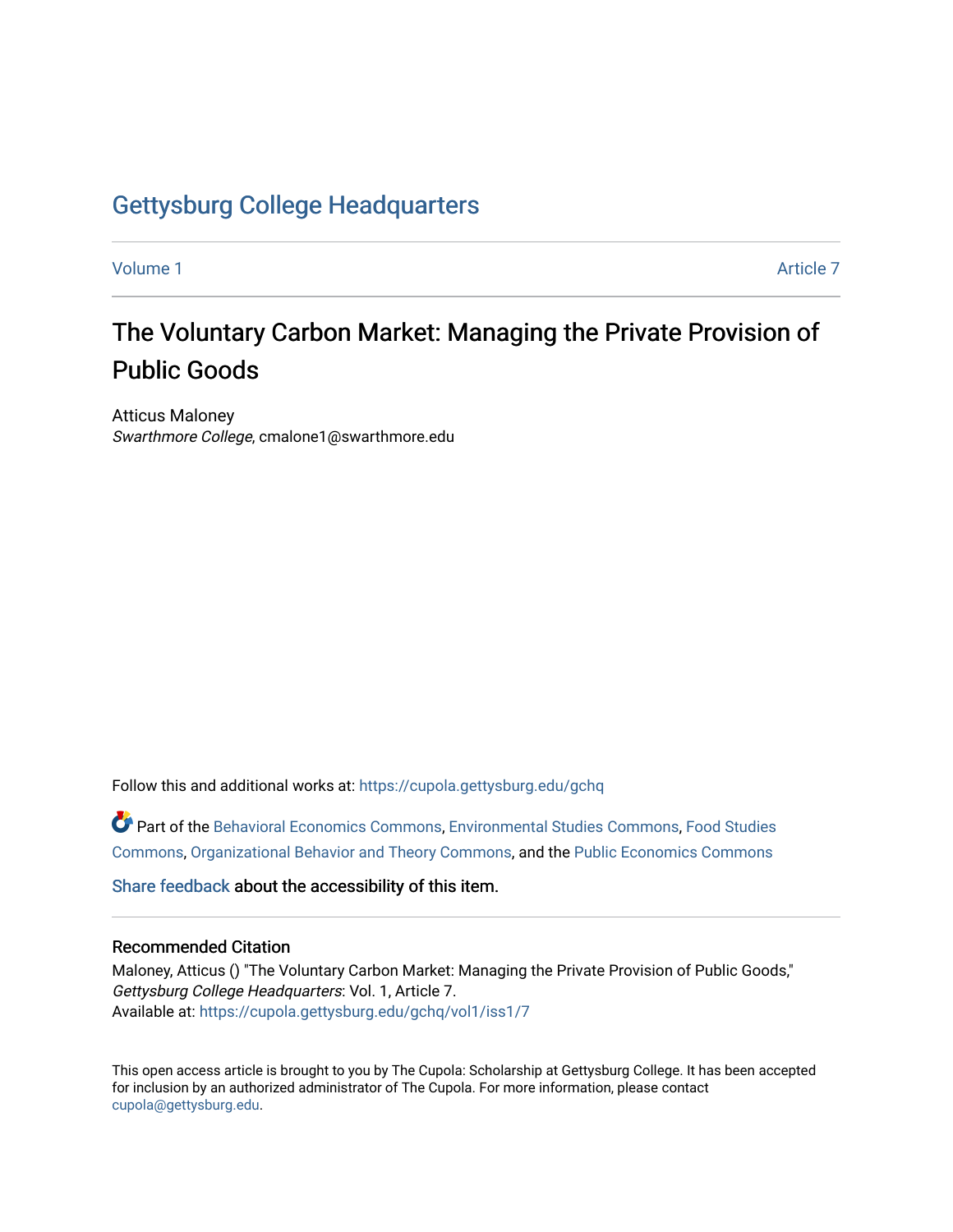# Gettysburg College Headquarters

Volume 1 | Article 7

## The Voluntary Carbon Market: Managing the Private Provision of Public Goods

Atticus Maloney
*Swarthmore College*, cmalone1@swarthmore.edu

Follow this and additional works at: https://cupola.gettysburg.edu/gchq

Part of the Behavioral Economics Commons, Environmental Studies Commons, Food Studies Commons, Organizational Behavior and Theory Commons, and the Public Economics Commons

Share feedback about the accessibility of this item.

### Recommended Citation

Maloney, Atticus () "The Voluntary Carbon Market: Managing the Private Provision of Public Goods," *Gettysburg College Headquarters*: Vol. 1, Article 7.
Available at: https://cupola.gettysburg.edu/gchq/vol1/iss1/7

This open access article is brought to you by The Cupola: Scholarship at Gettysburg College. It has been accepted for inclusion by an authorized administrator of The Cupola. For more information, please contact cupola@gettysburg.edu.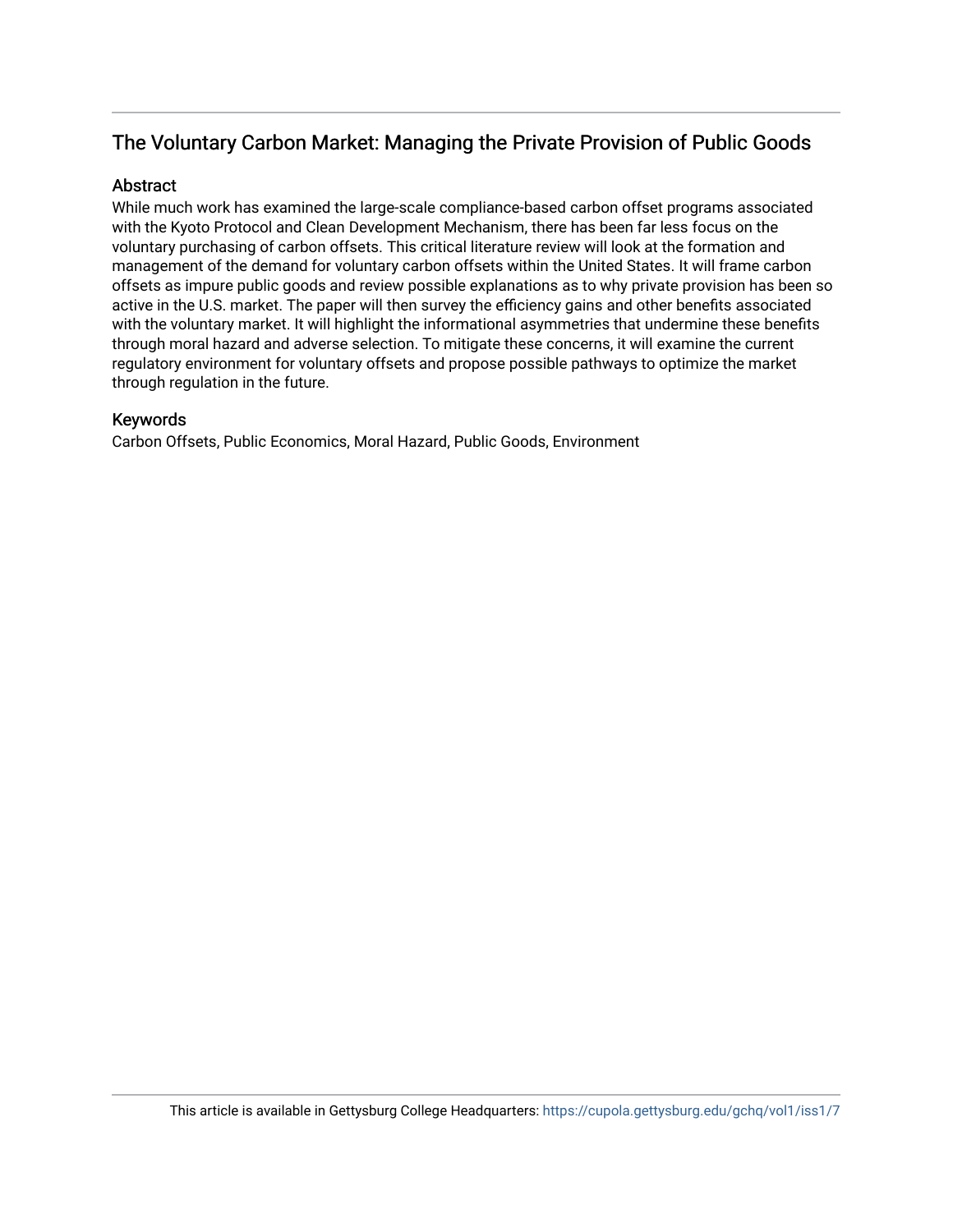## The Voluntary Carbon Market: Managing the Private Provision of Public Goods

### Abstract

While much work has examined the large-scale compliance-based carbon offset programs associated with the Kyoto Protocol and Clean Development Mechanism, there has been far less focus on the voluntary purchasing of carbon offsets. This critical literature review will look at the formation and management of the demand for voluntary carbon offsets within the United States. It will frame carbon offsets as impure public goods and review possible explanations as to why private provision has been so active in the U.S. market. The paper will then survey the efficiency gains and other benefits associated with the voluntary market. It will highlight the informational asymmetries that undermine these benefits through moral hazard and adverse selection. To mitigate these concerns, it will examine the current regulatory environment for voluntary offsets and propose possible pathways to optimize the market through regulation in the future.

### Keywords

Carbon Offsets, Public Economics, Moral Hazard, Public Goods, Environment

This article is available in Gettysburg College Headquarters: https://cupola.gettysburg.edu/gchq/vol1/iss1/7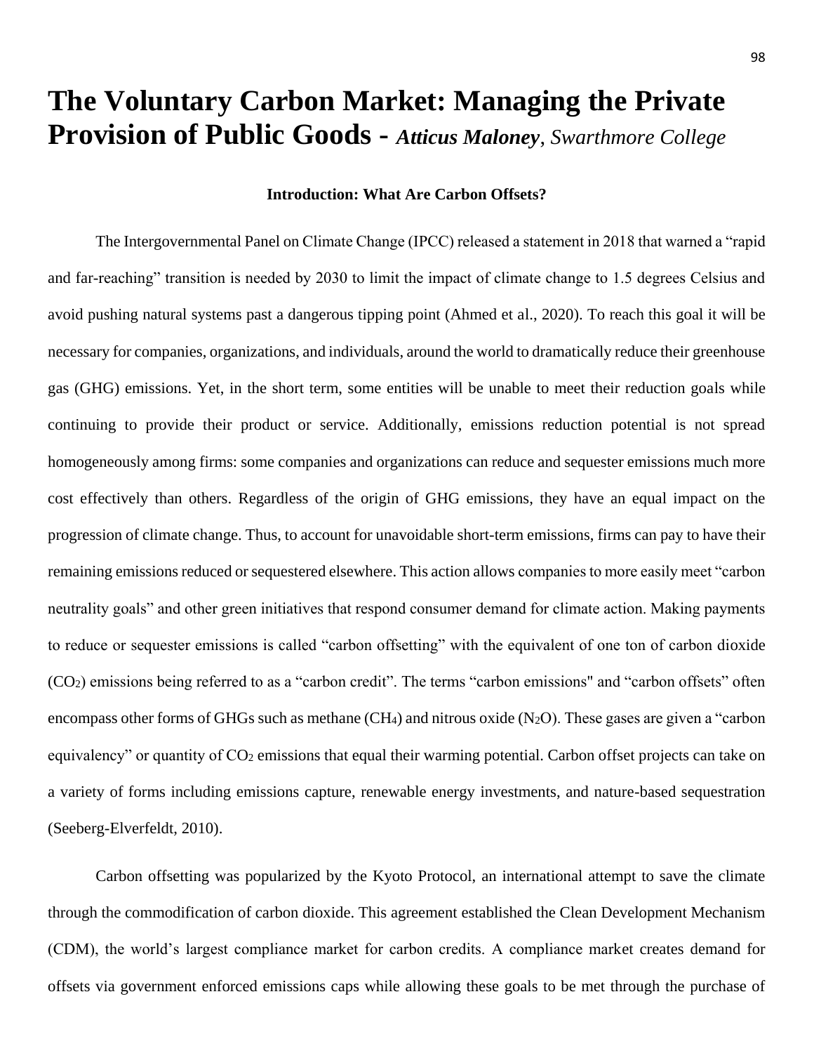# The Voluntary Carbon Market: Managing the Private Provision of Public Goods - ***Atticus Maloney***, *Swarthmore College*

**Introduction: What Are Carbon Offsets?**

The Intergovernmental Panel on Climate Change (IPCC) released a statement in 2018 that warned a "rapid and far-reaching" transition is needed by 2030 to limit the impact of climate change to 1.5 degrees Celsius and avoid pushing natural systems past a dangerous tipping point (Ahmed et al., 2020). To reach this goal it will be necessary for companies, organizations, and individuals, around the world to dramatically reduce their greenhouse gas (GHG) emissions. Yet, in the short term, some entities will be unable to meet their reduction goals while continuing to provide their product or service. Additionally, emissions reduction potential is not spread homogeneously among firms: some companies and organizations can reduce and sequester emissions much more cost effectively than others. Regardless of the origin of GHG emissions, they have an equal impact on the progression of climate change. Thus, to account for unavoidable short-term emissions, firms can pay to have their remaining emissions reduced or sequestered elsewhere. This action allows companies to more easily meet "carbon neutrality goals" and other green initiatives that respond consumer demand for climate action. Making payments to reduce or sequester emissions is called "carbon offsetting" with the equivalent of one ton of carbon dioxide ($CO_2$) emissions being referred to as a "carbon credit". The terms "carbon emissions" and "carbon offsets" often encompass other forms of GHGs such as methane ($CH_4$) and nitrous oxide ($N_2O$). These gases are given a "carbon equivalency" or quantity of $CO_2$ emissions that equal their warming potential. Carbon offset projects can take on a variety of forms including emissions capture, renewable energy investments, and nature-based sequestration (Seeberg-Elverfeldt, 2010).

Carbon offsetting was popularized by the Kyoto Protocol, an international attempt to save the climate through the commodification of carbon dioxide. This agreement established the Clean Development Mechanism (CDM), the world's largest compliance market for carbon credits. A compliance market creates demand for offsets via government enforced emissions caps while allowing these goals to be met through the purchase of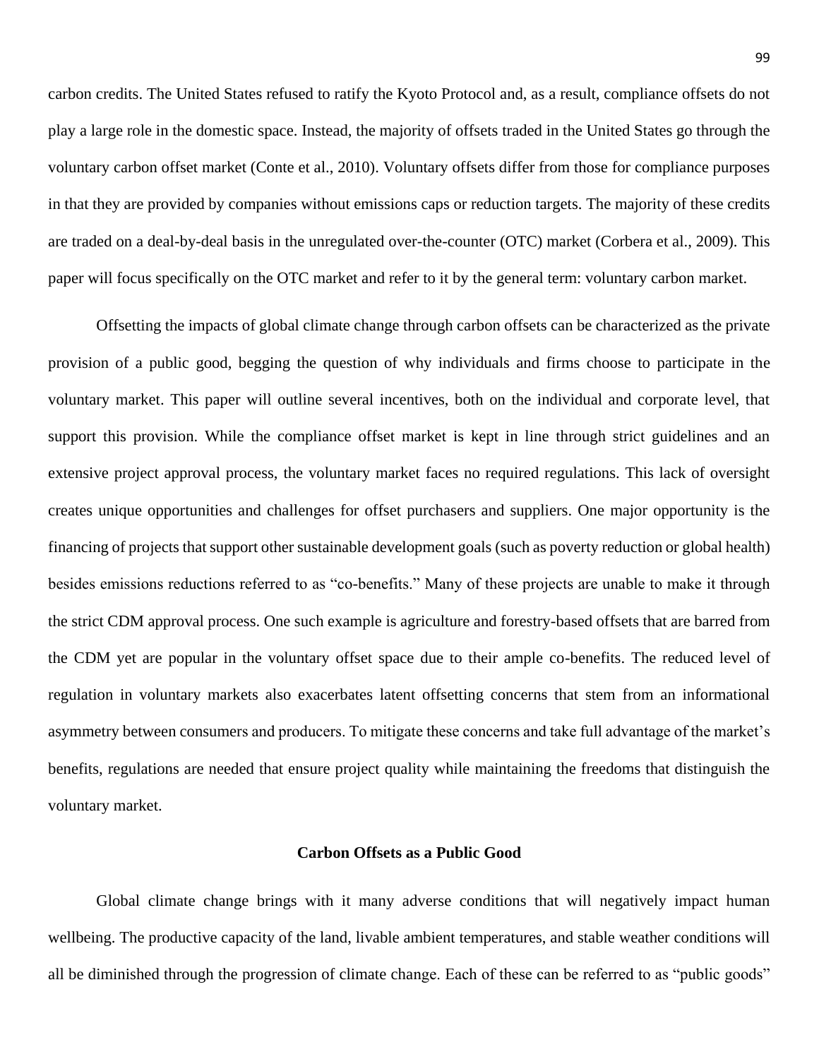carbon credits. The United States refused to ratify the Kyoto Protocol and, as a result, compliance offsets do not play a large role in the domestic space. Instead, the majority of offsets traded in the United States go through the voluntary carbon offset market (Conte et al., 2010). Voluntary offsets differ from those for compliance purposes in that they are provided by companies without emissions caps or reduction targets. The majority of these credits are traded on a deal-by-deal basis in the unregulated over-the-counter (OTC) market (Corbera et al., 2009). This paper will focus specifically on the OTC market and refer to it by the general term: voluntary carbon market.

Offsetting the impacts of global climate change through carbon offsets can be characterized as the private provision of a public good, begging the question of why individuals and firms choose to participate in the voluntary market. This paper will outline several incentives, both on the individual and corporate level, that support this provision. While the compliance offset market is kept in line through strict guidelines and an extensive project approval process, the voluntary market faces no required regulations. This lack of oversight creates unique opportunities and challenges for offset purchasers and suppliers. One major opportunity is the financing of projects that support other sustainable development goals (such as poverty reduction or global health) besides emissions reductions referred to as "co-benefits." Many of these projects are unable to make it through the strict CDM approval process. One such example is agriculture and forestry-based offsets that are barred from the CDM yet are popular in the voluntary offset space due to their ample co-benefits. The reduced level of regulation in voluntary markets also exacerbates latent offsetting concerns that stem from an informational asymmetry between consumers and producers. To mitigate these concerns and take full advantage of the market's benefits, regulations are needed that ensure project quality while maintaining the freedoms that distinguish the voluntary market.

## Carbon Offsets as a Public Good

Global climate change brings with it many adverse conditions that will negatively impact human wellbeing. The productive capacity of the land, livable ambient temperatures, and stable weather conditions will all be diminished through the progression of climate change. Each of these can be referred to as "public goods"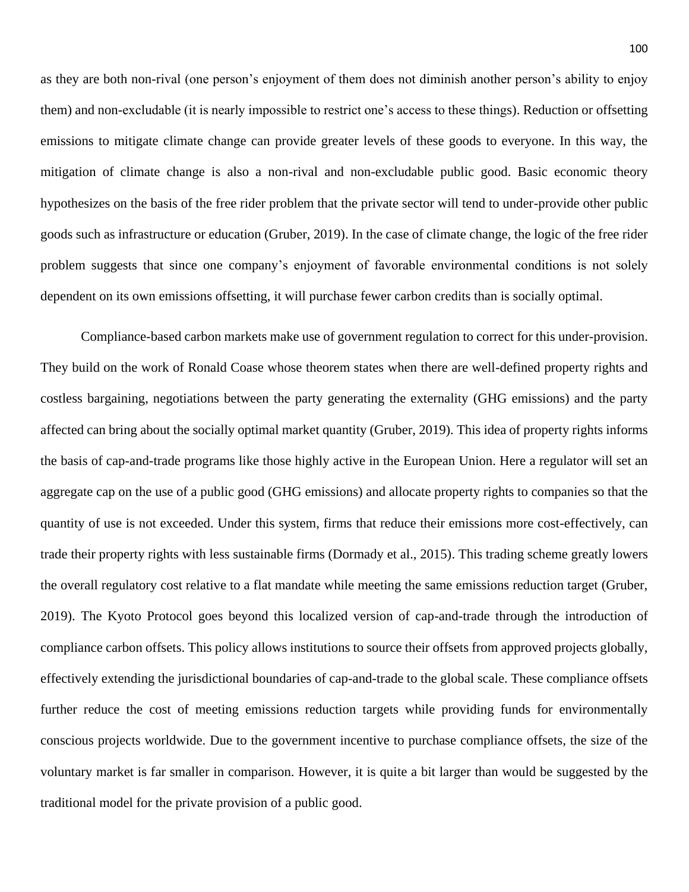as they are both non-rival (one person's enjoyment of them does not diminish another person's ability to enjoy them) and non-excludable (it is nearly impossible to restrict one's access to these things). Reduction or offsetting emissions to mitigate climate change can provide greater levels of these goods to everyone. In this way, the mitigation of climate change is also a non-rival and non-excludable public good. Basic economic theory hypothesizes on the basis of the free rider problem that the private sector will tend to under-provide other public goods such as infrastructure or education (Gruber, 2019). In the case of climate change, the logic of the free rider problem suggests that since one company's enjoyment of favorable environmental conditions is not solely dependent on its own emissions offsetting, it will purchase fewer carbon credits than is socially optimal.

Compliance-based carbon markets make use of government regulation to correct for this under-provision. They build on the work of Ronald Coase whose theorem states when there are well-defined property rights and costless bargaining, negotiations between the party generating the externality (GHG emissions) and the party affected can bring about the socially optimal market quantity (Gruber, 2019). This idea of property rights informs the basis of cap-and-trade programs like those highly active in the European Union. Here a regulator will set an aggregate cap on the use of a public good (GHG emissions) and allocate property rights to companies so that the quantity of use is not exceeded. Under this system, firms that reduce their emissions more cost-effectively, can trade their property rights with less sustainable firms (Dormady et al., 2015). This trading scheme greatly lowers the overall regulatory cost relative to a flat mandate while meeting the same emissions reduction target (Gruber, 2019). The Kyoto Protocol goes beyond this localized version of cap-and-trade through the introduction of compliance carbon offsets. This policy allows institutions to source their offsets from approved projects globally, effectively extending the jurisdictional boundaries of cap-and-trade to the global scale. These compliance offsets further reduce the cost of meeting emissions reduction targets while providing funds for environmentally conscious projects worldwide. Due to the government incentive to purchase compliance offsets, the size of the voluntary market is far smaller in comparison. However, it is quite a bit larger than would be suggested by the traditional model for the private provision of a public good.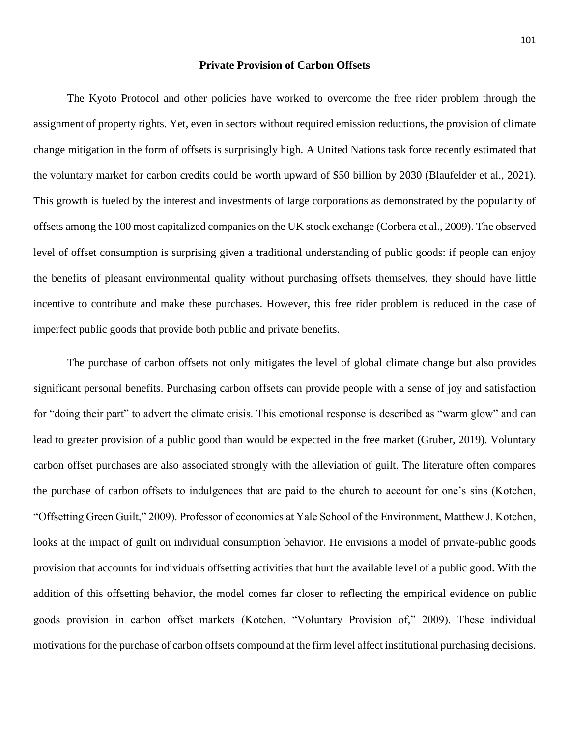## Private Provision of Carbon Offsets

The Kyoto Protocol and other policies have worked to overcome the free rider problem through the assignment of property rights. Yet, even in sectors without required emission reductions, the provision of climate change mitigation in the form of offsets is surprisingly high. A United Nations task force recently estimated that the voluntary market for carbon credits could be worth upward of $50 billion by 2030 (Blaufelder et al., 2021). This growth is fueled by the interest and investments of large corporations as demonstrated by the popularity of offsets among the 100 most capitalized companies on the UK stock exchange (Corbera et al., 2009). The observed level of offset consumption is surprising given a traditional understanding of public goods: if people can enjoy the benefits of pleasant environmental quality without purchasing offsets themselves, they should have little incentive to contribute and make these purchases. However, this free rider problem is reduced in the case of imperfect public goods that provide both public and private benefits.

The purchase of carbon offsets not only mitigates the level of global climate change but also provides significant personal benefits. Purchasing carbon offsets can provide people with a sense of joy and satisfaction for "doing their part" to advert the climate crisis. This emotional response is described as "warm glow" and can lead to greater provision of a public good than would be expected in the free market (Gruber, 2019). Voluntary carbon offset purchases are also associated strongly with the alleviation of guilt. The literature often compares the purchase of carbon offsets to indulgences that are paid to the church to account for one's sins (Kotchen, "Offsetting Green Guilt," 2009). Professor of economics at Yale School of the Environment, Matthew J. Kotchen, looks at the impact of guilt on individual consumption behavior. He envisions a model of private-public goods provision that accounts for individuals offsetting activities that hurt the available level of a public good. With the addition of this offsetting behavior, the model comes far closer to reflecting the empirical evidence on public goods provision in carbon offset markets (Kotchen, "Voluntary Provision of," 2009). These individual motivations for the purchase of carbon offsets compound at the firm level affect institutional purchasing decisions.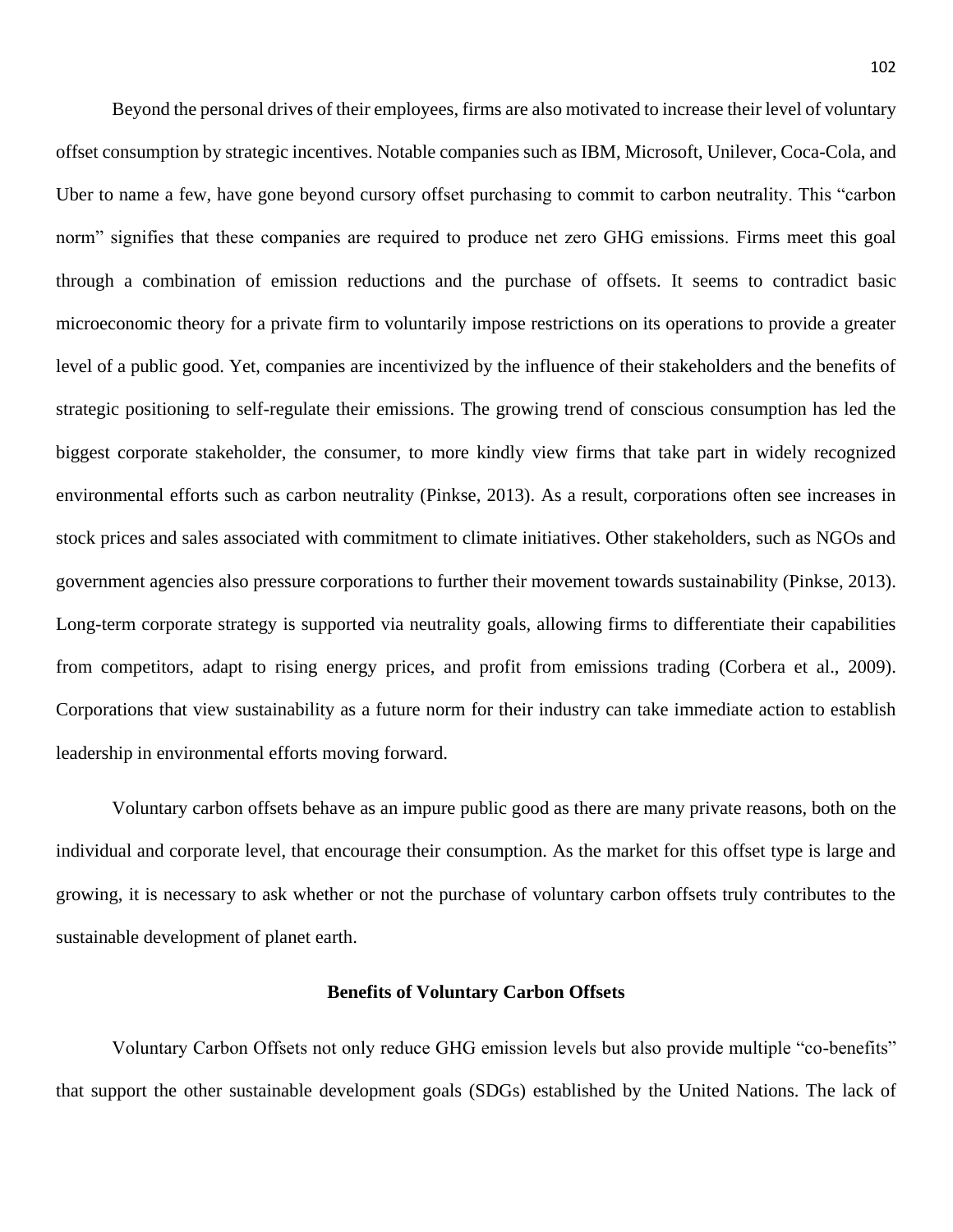Beyond the personal drives of their employees, firms are also motivated to increase their level of voluntary offset consumption by strategic incentives. Notable companies such as IBM, Microsoft, Unilever, Coca-Cola, and Uber to name a few, have gone beyond cursory offset purchasing to commit to carbon neutrality. This "carbon norm" signifies that these companies are required to produce net zero GHG emissions. Firms meet this goal through a combination of emission reductions and the purchase of offsets. It seems to contradict basic microeconomic theory for a private firm to voluntarily impose restrictions on its operations to provide a greater level of a public good. Yet, companies are incentivized by the influence of their stakeholders and the benefits of strategic positioning to self-regulate their emissions. The growing trend of conscious consumption has led the biggest corporate stakeholder, the consumer, to more kindly view firms that take part in widely recognized environmental efforts such as carbon neutrality (Pinkse, 2013). As a result, corporations often see increases in stock prices and sales associated with commitment to climate initiatives. Other stakeholders, such as NGOs and government agencies also pressure corporations to further their movement towards sustainability (Pinkse, 2013). Long-term corporate strategy is supported via neutrality goals, allowing firms to differentiate their capabilities from competitors, adapt to rising energy prices, and profit from emissions trading (Corbera et al., 2009). Corporations that view sustainability as a future norm for their industry can take immediate action to establish leadership in environmental efforts moving forward.

Voluntary carbon offsets behave as an impure public good as there are many private reasons, both on the individual and corporate level, that encourage their consumption. As the market for this offset type is large and growing, it is necessary to ask whether or not the purchase of voluntary carbon offsets truly contributes to the sustainable development of planet earth.

## Benefits of Voluntary Carbon Offsets

Voluntary Carbon Offsets not only reduce GHG emission levels but also provide multiple "co-benefits" that support the other sustainable development goals (SDGs) established by the United Nations. The lack of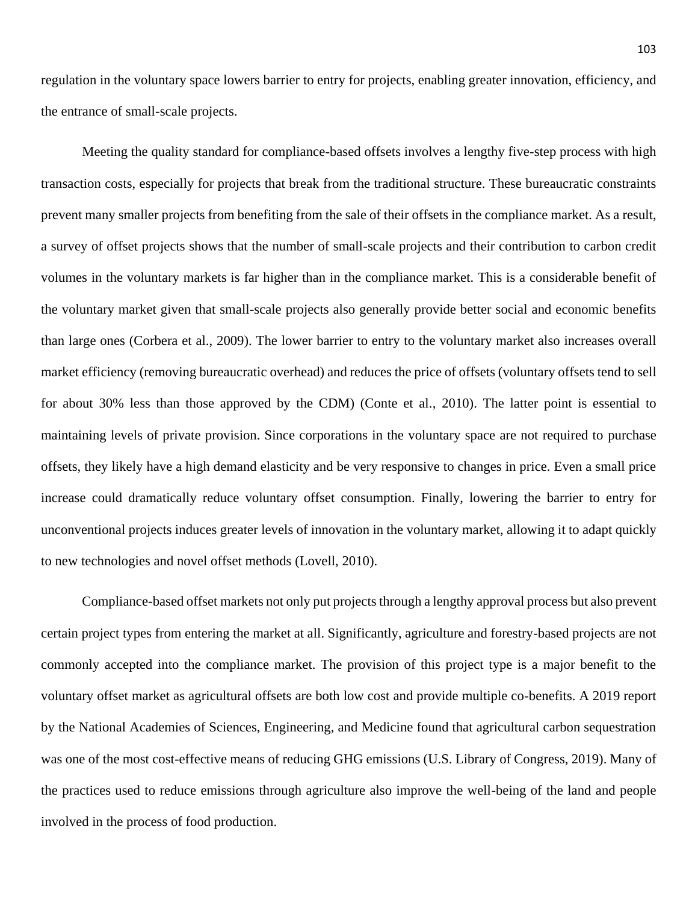regulation in the voluntary space lowers barrier to entry for projects, enabling greater innovation, efficiency, and the entrance of small-scale projects.

Meeting the quality standard for compliance-based offsets involves a lengthy five-step process with high transaction costs, especially for projects that break from the traditional structure. These bureaucratic constraints prevent many smaller projects from benefiting from the sale of their offsets in the compliance market. As a result, a survey of offset projects shows that the number of small-scale projects and their contribution to carbon credit volumes in the voluntary markets is far higher than in the compliance market. This is a considerable benefit of the voluntary market given that small-scale projects also generally provide better social and economic benefits than large ones (Corbera et al., 2009). The lower barrier to entry to the voluntary market also increases overall market efficiency (removing bureaucratic overhead) and reduces the price of offsets (voluntary offsets tend to sell for about 30% less than those approved by the CDM) (Conte et al., 2010). The latter point is essential to maintaining levels of private provision. Since corporations in the voluntary space are not required to purchase offsets, they likely have a high demand elasticity and be very responsive to changes in price. Even a small price increase could dramatically reduce voluntary offset consumption. Finally, lowering the barrier to entry for unconventional projects induces greater levels of innovation in the voluntary market, allowing it to adapt quickly to new technologies and novel offset methods (Lovell, 2010).

Compliance-based offset markets not only put projects through a lengthy approval process but also prevent certain project types from entering the market at all. Significantly, agriculture and forestry-based projects are not commonly accepted into the compliance market. The provision of this project type is a major benefit to the voluntary offset market as agricultural offsets are both low cost and provide multiple co-benefits. A 2019 report by the National Academies of Sciences, Engineering, and Medicine found that agricultural carbon sequestration was one of the most cost-effective means of reducing GHG emissions (U.S. Library of Congress, 2019). Many of the practices used to reduce emissions through agriculture also improve the well-being of the land and people involved in the process of food production.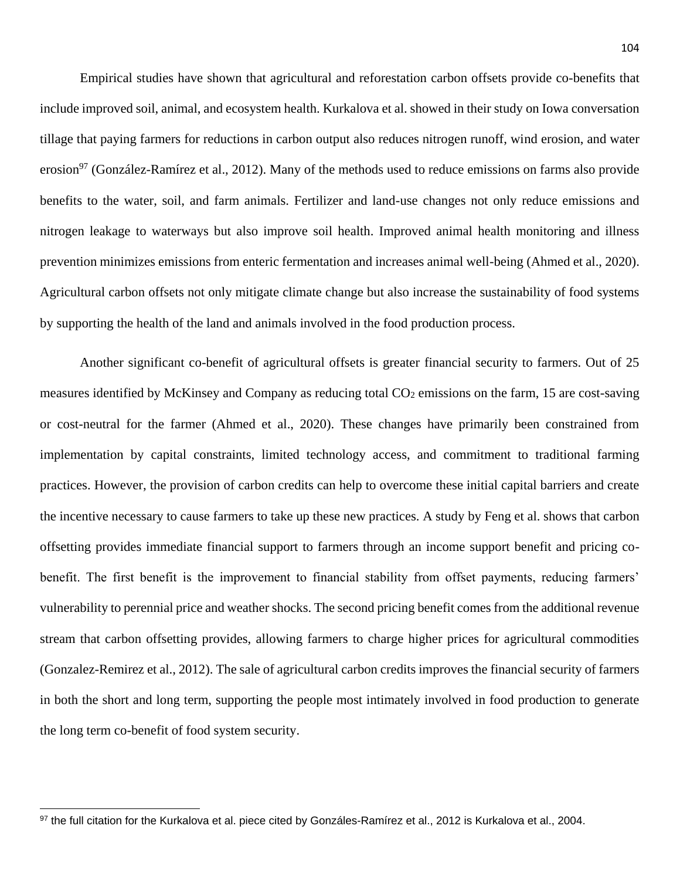Empirical studies have shown that agricultural and reforestation carbon offsets provide co-benefits that include improved soil, animal, and ecosystem health. Kurkalova et al. showed in their study on Iowa conversation tillage that paying farmers for reductions in carbon output also reduces nitrogen runoff, wind erosion, and water erosion[97] (González-Ramírez et al., 2012). Many of the methods used to reduce emissions on farms also provide benefits to the water, soil, and farm animals. Fertilizer and land-use changes not only reduce emissions and nitrogen leakage to waterways but also improve soil health. Improved animal health monitoring and illness prevention minimizes emissions from enteric fermentation and increases animal well-being (Ahmed et al., 2020). Agricultural carbon offsets not only mitigate climate change but also increase the sustainability of food systems by supporting the health of the land and animals involved in the food production process.

Another significant co-benefit of agricultural offsets is greater financial security to farmers. Out of 25 measures identified by McKinsey and Company as reducing total $CO_2$ emissions on the farm, 15 are cost-saving or cost-neutral for the farmer (Ahmed et al., 2020). These changes have primarily been constrained from implementation by capital constraints, limited technology access, and commitment to traditional farming practices. However, the provision of carbon credits can help to overcome these initial capital barriers and create the incentive necessary to cause farmers to take up these new practices. A study by Feng et al. shows that carbon offsetting provides immediate financial support to farmers through an income support benefit and pricing co-benefit. The first benefit is the improvement to financial stability from offset payments, reducing farmers' vulnerability to perennial price and weather shocks. The second pricing benefit comes from the additional revenue stream that carbon offsetting provides, allowing farmers to charge higher prices for agricultural commodities (Gonzalez-Remirez et al., 2012). The sale of agricultural carbon credits improves the financial security of farmers in both the short and long term, supporting the people most intimately involved in food production to generate the long term co-benefit of food system security.

[97] the full citation for the Kurkalova et al. piece cited by Gonzáles-Ramírez et al., 2012 is Kurkalova et al., 2004.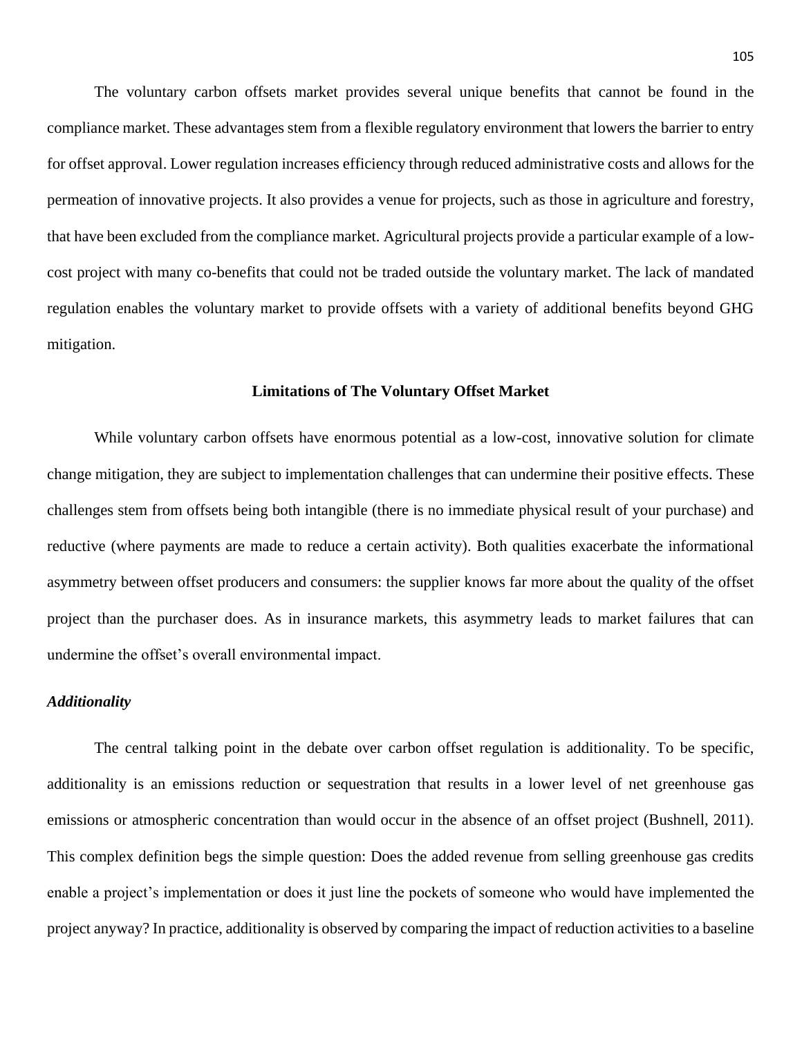The voluntary carbon offsets market provides several unique benefits that cannot be found in the compliance market. These advantages stem from a flexible regulatory environment that lowers the barrier to entry for offset approval. Lower regulation increases efficiency through reduced administrative costs and allows for the permeation of innovative projects. It also provides a venue for projects, such as those in agriculture and forestry, that have been excluded from the compliance market. Agricultural projects provide a particular example of a low-cost project with many co-benefits that could not be traded outside the voluntary market. The lack of mandated regulation enables the voluntary market to provide offsets with a variety of additional benefits beyond GHG mitigation.

## Limitations of The Voluntary Offset Market

While voluntary carbon offsets have enormous potential as a low-cost, innovative solution for climate change mitigation, they are subject to implementation challenges that can undermine their positive effects. These challenges stem from offsets being both intangible (there is no immediate physical result of your purchase) and reductive (where payments are made to reduce a certain activity). Both qualities exacerbate the informational asymmetry between offset producers and consumers: the supplier knows far more about the quality of the offset project than the purchaser does. As in insurance markets, this asymmetry leads to market failures that can undermine the offset's overall environmental impact.

### *Additionality*

The central talking point in the debate over carbon offset regulation is additionality. To be specific, additionality is an emissions reduction or sequestration that results in a lower level of net greenhouse gas emissions or atmospheric concentration than would occur in the absence of an offset project (Bushnell, 2011). This complex definition begs the simple question: Does the added revenue from selling greenhouse gas credits enable a project's implementation or does it just line the pockets of someone who would have implemented the project anyway? In practice, additionality is observed by comparing the impact of reduction activities to a baseline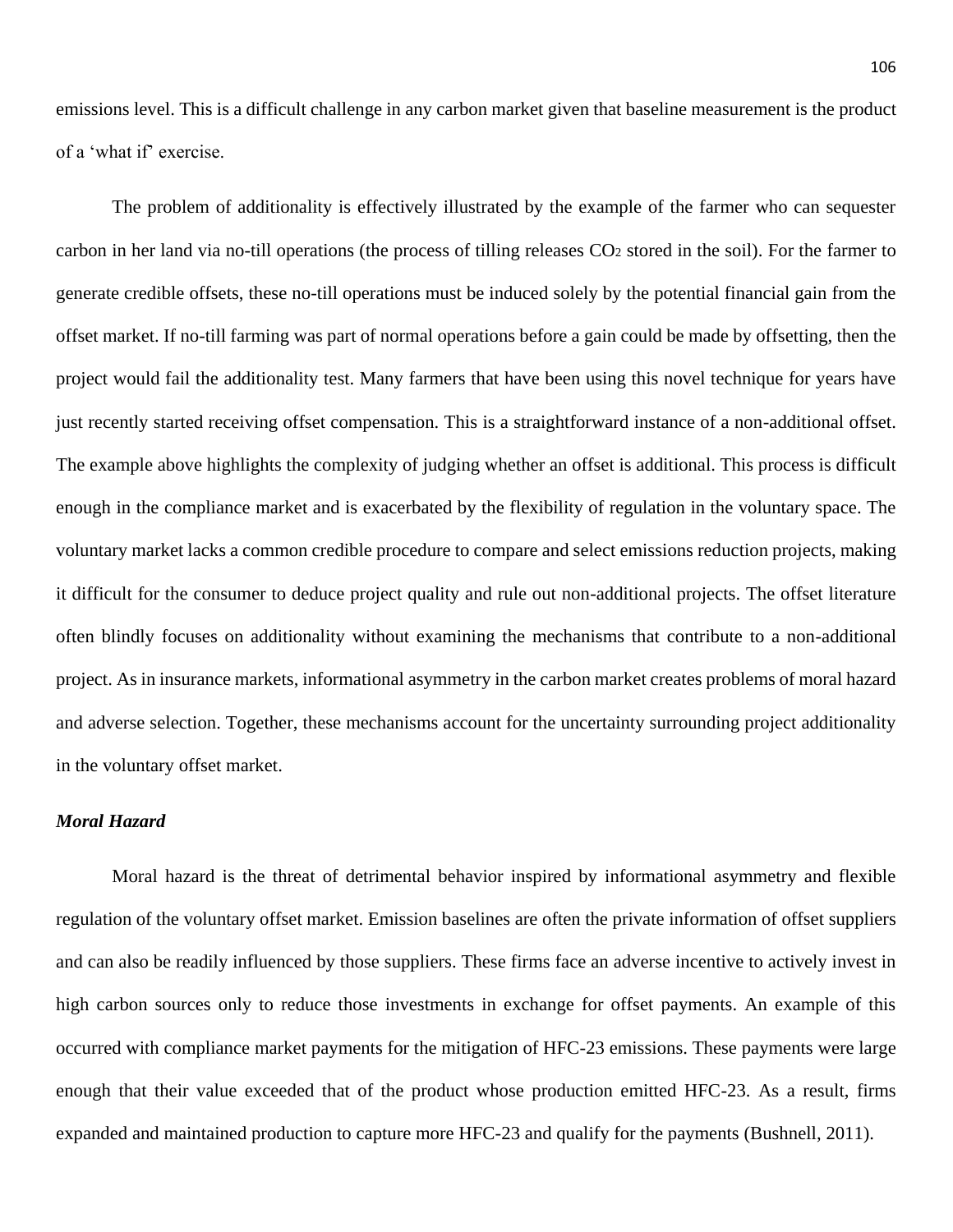emissions level. This is a difficult challenge in any carbon market given that baseline measurement is the product of a 'what if' exercise.

The problem of additionality is effectively illustrated by the example of the farmer who can sequester carbon in her land via no-till operations (the process of tilling releases $CO_2$ stored in the soil). For the farmer to generate credible offsets, these no-till operations must be induced solely by the potential financial gain from the offset market. If no-till farming was part of normal operations before a gain could be made by offsetting, then the project would fail the additionality test. Many farmers that have been using this novel technique for years have just recently started receiving offset compensation. This is a straightforward instance of a non-additional offset. The example above highlights the complexity of judging whether an offset is additional. This process is difficult enough in the compliance market and is exacerbated by the flexibility of regulation in the voluntary space. The voluntary market lacks a common credible procedure to compare and select emissions reduction projects, making it difficult for the consumer to deduce project quality and rule out non-additional projects. The offset literature often blindly focuses on additionality without examining the mechanisms that contribute to a non-additional project. As in insurance markets, informational asymmetry in the carbon market creates problems of moral hazard and adverse selection. Together, these mechanisms account for the uncertainty surrounding project additionality in the voluntary offset market.

***Moral Hazard***

Moral hazard is the threat of detrimental behavior inspired by informational asymmetry and flexible regulation of the voluntary offset market. Emission baselines are often the private information of offset suppliers and can also be readily influenced by those suppliers. These firms face an adverse incentive to actively invest in high carbon sources only to reduce those investments in exchange for offset payments. An example of this occurred with compliance market payments for the mitigation of HFC-23 emissions. These payments were large enough that their value exceeded that of the product whose production emitted HFC-23. As a result, firms expanded and maintained production to capture more HFC-23 and qualify for the payments (Bushnell, 2011).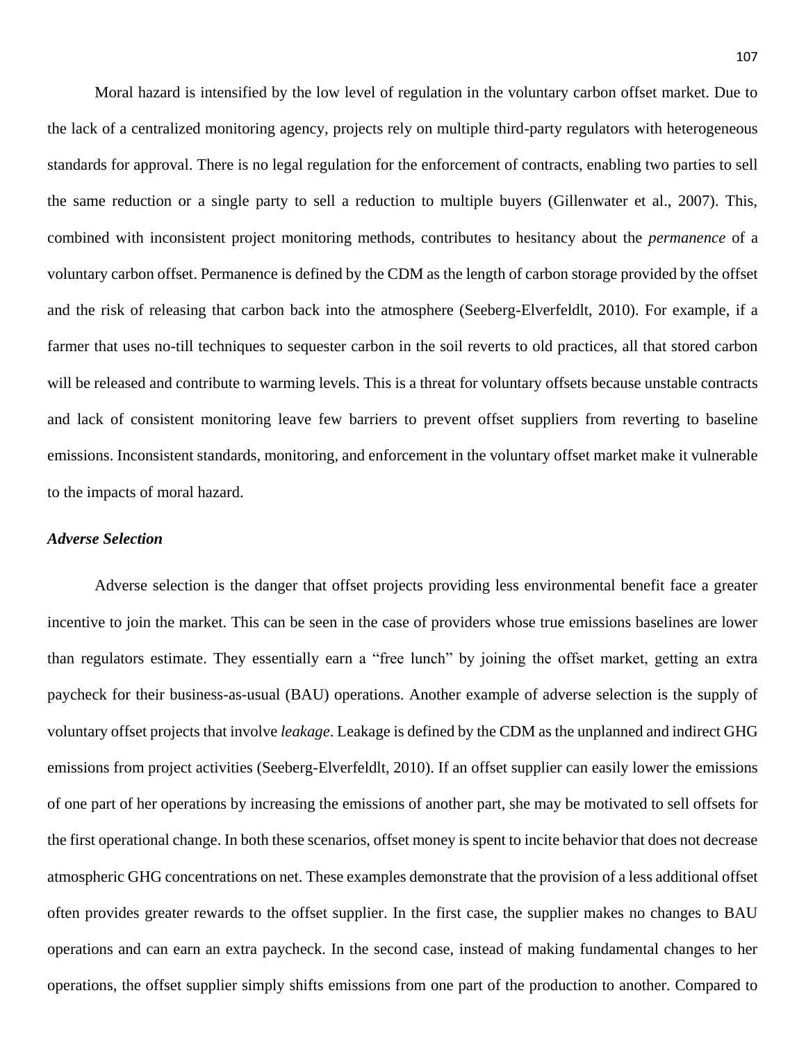Moral hazard is intensified by the low level of regulation in the voluntary carbon offset market. Due to the lack of a centralized monitoring agency, projects rely on multiple third-party regulators with heterogeneous standards for approval. There is no legal regulation for the enforcement of contracts, enabling two parties to sell the same reduction or a single party to sell a reduction to multiple buyers (Gillenwater et al., 2007). This, combined with inconsistent project monitoring methods, contributes to hesitancy about the *permanence* of a voluntary carbon offset. Permanence is defined by the CDM as the length of carbon storage provided by the offset and the risk of releasing that carbon back into the atmosphere (Seeberg-Elverfeldlt, 2010). For example, if a farmer that uses no-till techniques to sequester carbon in the soil reverts to old practices, all that stored carbon will be released and contribute to warming levels. This is a threat for voluntary offsets because unstable contracts and lack of consistent monitoring leave few barriers to prevent offset suppliers from reverting to baseline emissions. Inconsistent standards, monitoring, and enforcement in the voluntary offset market make it vulnerable to the impacts of moral hazard.

### *Adverse Selection*

Adverse selection is the danger that offset projects providing less environmental benefit face a greater incentive to join the market. This can be seen in the case of providers whose true emissions baselines are lower than regulators estimate. They essentially earn a "free lunch" by joining the offset market, getting an extra paycheck for their business-as-usual (BAU) operations. Another example of adverse selection is the supply of voluntary offset projects that involve *leakage*. Leakage is defined by the CDM as the unplanned and indirect GHG emissions from project activities (Seeberg-Elverfeldlt, 2010). If an offset supplier can easily lower the emissions of one part of her operations by increasing the emissions of another part, she may be motivated to sell offsets for the first operational change. In both these scenarios, offset money is spent to incite behavior that does not decrease atmospheric GHG concentrations on net. These examples demonstrate that the provision of a less additional offset often provides greater rewards to the offset supplier. In the first case, the supplier makes no changes to BAU operations and can earn an extra paycheck. In the second case, instead of making fundamental changes to her operations, the offset supplier simply shifts emissions from one part of the production to another. Compared to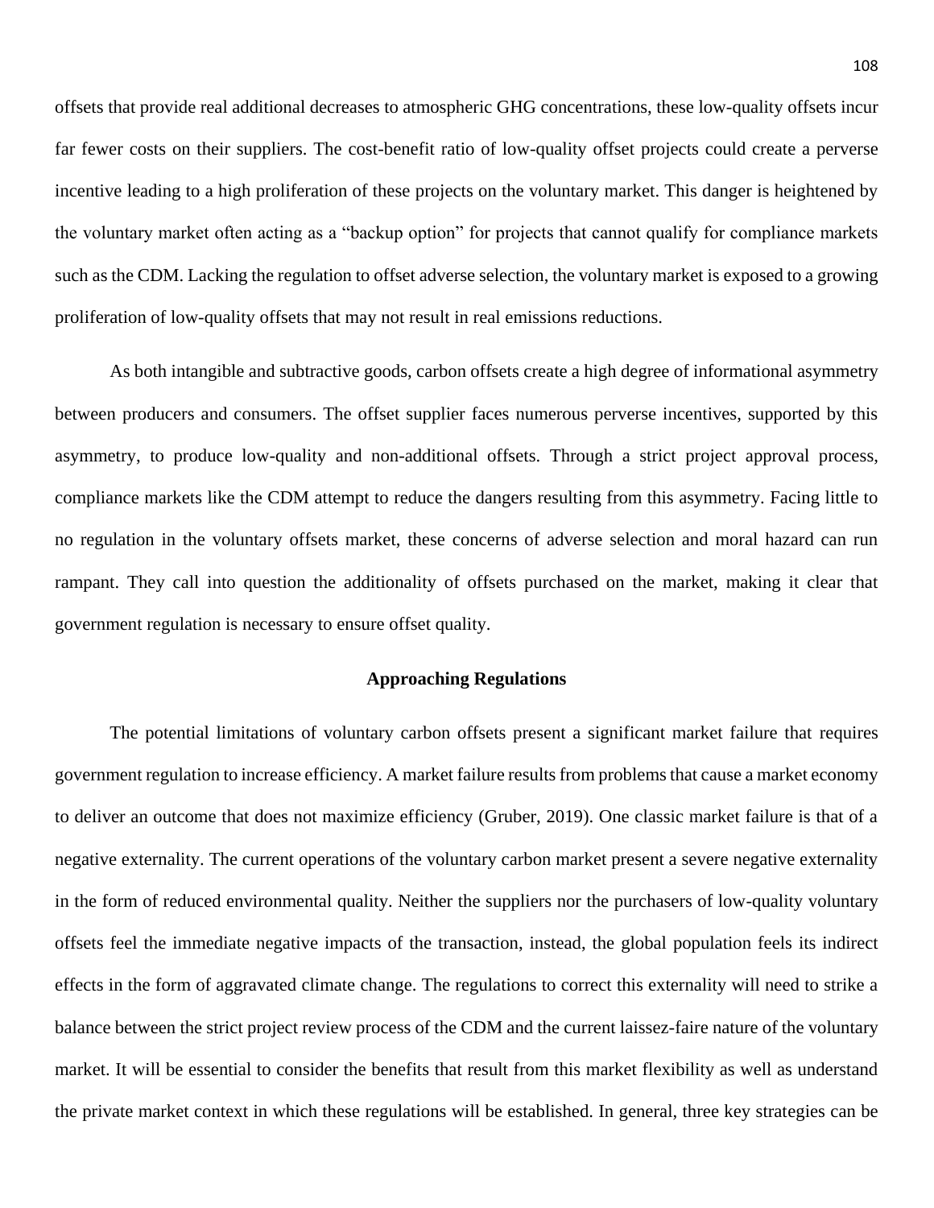offsets that provide real additional decreases to atmospheric GHG concentrations, these low-quality offsets incur far fewer costs on their suppliers. The cost-benefit ratio of low-quality offset projects could create a perverse incentive leading to a high proliferation of these projects on the voluntary market. This danger is heightened by the voluntary market often acting as a “backup option” for projects that cannot qualify for compliance markets such as the CDM. Lacking the regulation to offset adverse selection, the voluntary market is exposed to a growing proliferation of low-quality offsets that may not result in real emissions reductions.

As both intangible and subtractive goods, carbon offsets create a high degree of informational asymmetry between producers and consumers. The offset supplier faces numerous perverse incentives, supported by this asymmetry, to produce low-quality and non-additional offsets. Through a strict project approval process, compliance markets like the CDM attempt to reduce the dangers resulting from this asymmetry. Facing little to no regulation in the voluntary offsets market, these concerns of adverse selection and moral hazard can run rampant. They call into question the additionality of offsets purchased on the market, making it clear that government regulation is necessary to ensure offset quality.

## Approaching Regulations

The potential limitations of voluntary carbon offsets present a significant market failure that requires government regulation to increase efficiency. A market failure results from problems that cause a market economy to deliver an outcome that does not maximize efficiency (Gruber, 2019). One classic market failure is that of a negative externality. The current operations of the voluntary carbon market present a severe negative externality in the form of reduced environmental quality. Neither the suppliers nor the purchasers of low-quality voluntary offsets feel the immediate negative impacts of the transaction, instead, the global population feels its indirect effects in the form of aggravated climate change. The regulations to correct this externality will need to strike a balance between the strict project review process of the CDM and the current laissez-faire nature of the voluntary market. It will be essential to consider the benefits that result from this market flexibility as well as understand the private market context in which these regulations will be established. In general, three key strategies can be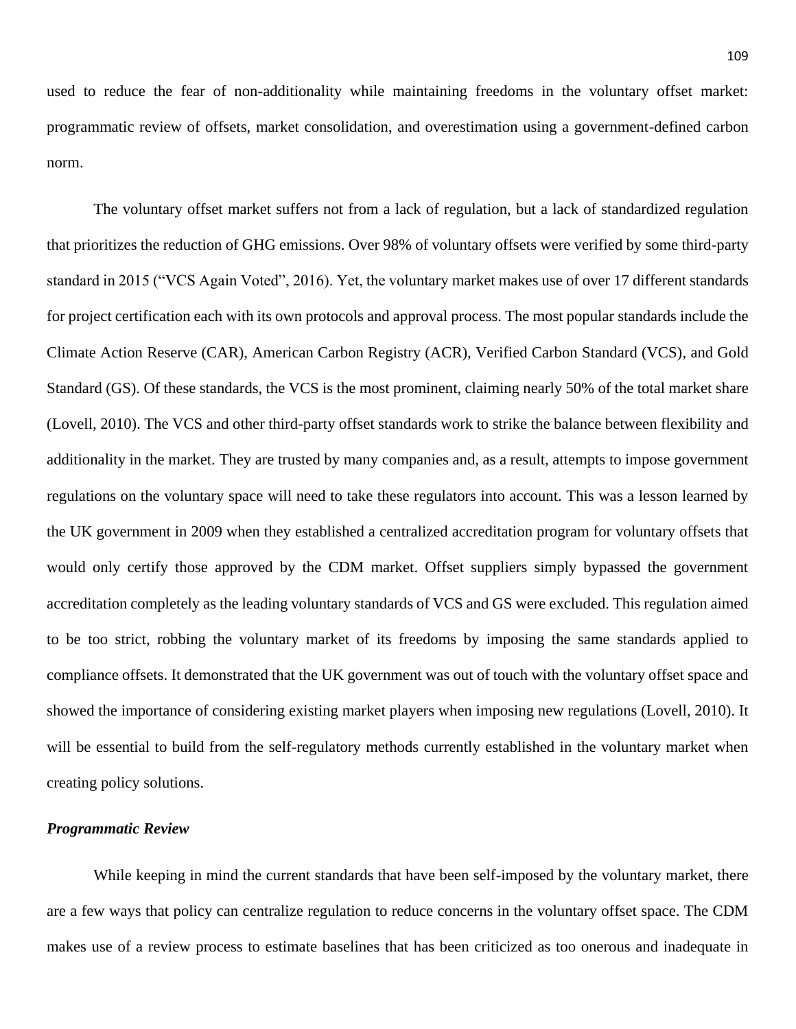used to reduce the fear of non-additionality while maintaining freedoms in the voluntary offset market: programmatic review of offsets, market consolidation, and overestimation using a government-defined carbon norm.

The voluntary offset market suffers not from a lack of regulation, but a lack of standardized regulation that prioritizes the reduction of GHG emissions. Over 98% of voluntary offsets were verified by some third-party standard in 2015 ("VCS Again Voted", 2016). Yet, the voluntary market makes use of over 17 different standards for project certification each with its own protocols and approval process. The most popular standards include the Climate Action Reserve (CAR), American Carbon Registry (ACR), Verified Carbon Standard (VCS), and Gold Standard (GS). Of these standards, the VCS is the most prominent, claiming nearly 50% of the total market share (Lovell, 2010). The VCS and other third-party offset standards work to strike the balance between flexibility and additionality in the market. They are trusted by many companies and, as a result, attempts to impose government regulations on the voluntary space will need to take these regulators into account. This was a lesson learned by the UK government in 2009 when they established a centralized accreditation program for voluntary offsets that would only certify those approved by the CDM market. Offset suppliers simply bypassed the government accreditation completely as the leading voluntary standards of VCS and GS were excluded. This regulation aimed to be too strict, robbing the voluntary market of its freedoms by imposing the same standards applied to compliance offsets. It demonstrated that the UK government was out of touch with the voluntary offset space and showed the importance of considering existing market players when imposing new regulations (Lovell, 2010). It will be essential to build from the self-regulatory methods currently established in the voluntary market when creating policy solutions.

### *Programmatic Review*

While keeping in mind the current standards that have been self-imposed by the voluntary market, there are a few ways that policy can centralize regulation to reduce concerns in the voluntary offset space. The CDM makes use of a review process to estimate baselines that has been criticized as too onerous and inadequate in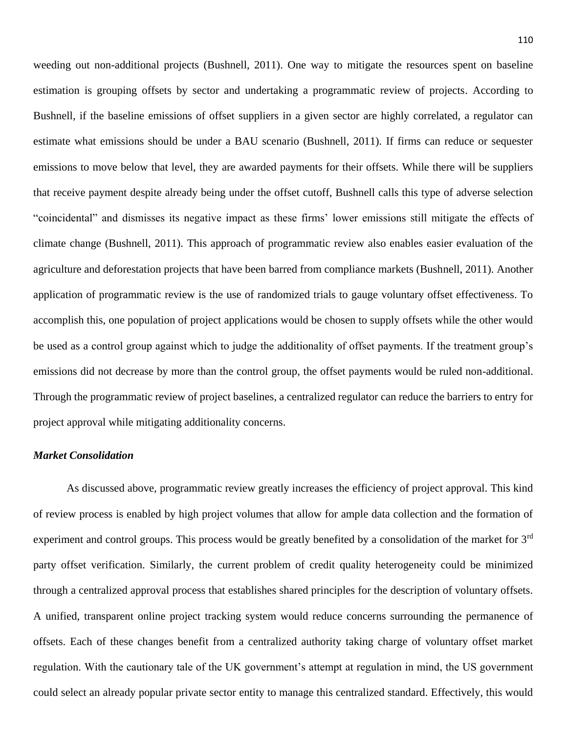weeding out non-additional projects (Bushnell, 2011). One way to mitigate the resources spent on baseline estimation is grouping offsets by sector and undertaking a programmatic review of projects. According to Bushnell, if the baseline emissions of offset suppliers in a given sector are highly correlated, a regulator can estimate what emissions should be under a BAU scenario (Bushnell, 2011). If firms can reduce or sequester emissions to move below that level, they are awarded payments for their offsets. While there will be suppliers that receive payment despite already being under the offset cutoff, Bushnell calls this type of adverse selection "coincidental" and dismisses its negative impact as these firms' lower emissions still mitigate the effects of climate change (Bushnell, 2011). This approach of programmatic review also enables easier evaluation of the agriculture and deforestation projects that have been barred from compliance markets (Bushnell, 2011). Another application of programmatic review is the use of randomized trials to gauge voluntary offset effectiveness. To accomplish this, one population of project applications would be chosen to supply offsets while the other would be used as a control group against which to judge the additionality of offset payments. If the treatment group's emissions did not decrease by more than the control group, the offset payments would be ruled non-additional. Through the programmatic review of project baselines, a centralized regulator can reduce the barriers to entry for project approval while mitigating additionality concerns.

***Market Consolidation***

As discussed above, programmatic review greatly increases the efficiency of project approval. This kind of review process is enabled by high project volumes that allow for ample data collection and the formation of experiment and control groups. This process would be greatly benefited by a consolidation of the market for 3rd party offset verification. Similarly, the current problem of credit quality heterogeneity could be minimized through a centralized approval process that establishes shared principles for the description of voluntary offsets. A unified, transparent online project tracking system would reduce concerns surrounding the permanence of offsets. Each of these changes benefit from a centralized authority taking charge of voluntary offset market regulation. With the cautionary tale of the UK government's attempt at regulation in mind, the US government could select an already popular private sector entity to manage this centralized standard. Effectively, this would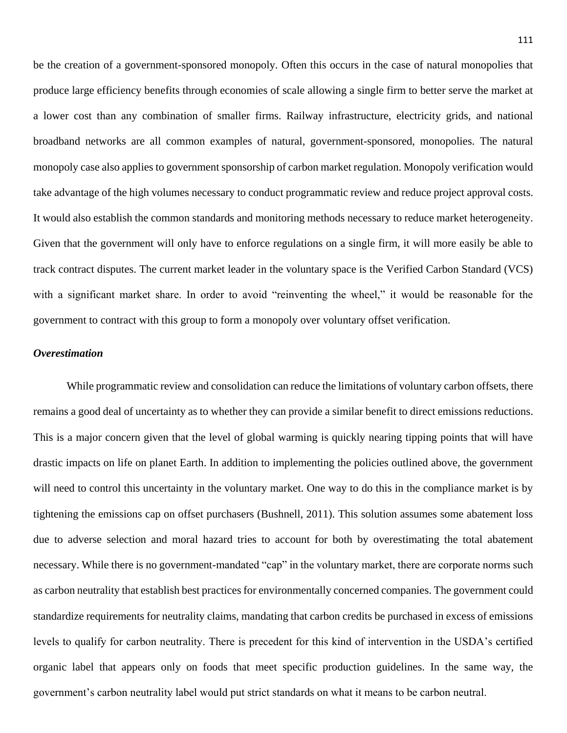be the creation of a government-sponsored monopoly. Often this occurs in the case of natural monopolies that produce large efficiency benefits through economies of scale allowing a single firm to better serve the market at a lower cost than any combination of smaller firms. Railway infrastructure, electricity grids, and national broadband networks are all common examples of natural, government-sponsored, monopolies. The natural monopoly case also applies to government sponsorship of carbon market regulation. Monopoly verification would take advantage of the high volumes necessary to conduct programmatic review and reduce project approval costs. It would also establish the common standards and monitoring methods necessary to reduce market heterogeneity. Given that the government will only have to enforce regulations on a single firm, it will more easily be able to track contract disputes. The current market leader in the voluntary space is the Verified Carbon Standard (VCS) with a significant market share. In order to avoid "reinventing the wheel," it would be reasonable for the government to contract with this group to form a monopoly over voluntary offset verification.

### *Overestimation*

While programmatic review and consolidation can reduce the limitations of voluntary carbon offsets, there remains a good deal of uncertainty as to whether they can provide a similar benefit to direct emissions reductions. This is a major concern given that the level of global warming is quickly nearing tipping points that will have drastic impacts on life on planet Earth. In addition to implementing the policies outlined above, the government will need to control this uncertainty in the voluntary market. One way to do this in the compliance market is by tightening the emissions cap on offset purchasers (Bushnell, 2011). This solution assumes some abatement loss due to adverse selection and moral hazard tries to account for both by overestimating the total abatement necessary. While there is no government-mandated "cap" in the voluntary market, there are corporate norms such as carbon neutrality that establish best practices for environmentally concerned companies. The government could standardize requirements for neutrality claims, mandating that carbon credits be purchased in excess of emissions levels to qualify for carbon neutrality. There is precedent for this kind of intervention in the USDA's certified organic label that appears only on foods that meet specific production guidelines. In the same way, the government's carbon neutrality label would put strict standards on what it means to be carbon neutral.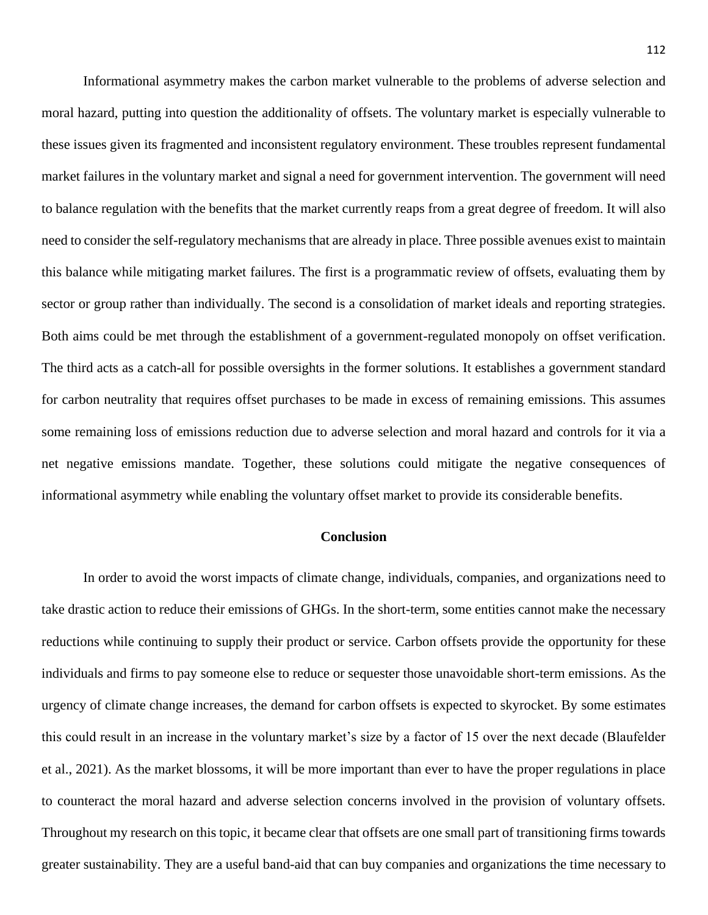Informational asymmetry makes the carbon market vulnerable to the problems of adverse selection and moral hazard, putting into question the additionality of offsets. The voluntary market is especially vulnerable to these issues given its fragmented and inconsistent regulatory environment. These troubles represent fundamental market failures in the voluntary market and signal a need for government intervention. The government will need to balance regulation with the benefits that the market currently reaps from a great degree of freedom. It will also need to consider the self-regulatory mechanisms that are already in place. Three possible avenues exist to maintain this balance while mitigating market failures. The first is a programmatic review of offsets, evaluating them by sector or group rather than individually. The second is a consolidation of market ideals and reporting strategies. Both aims could be met through the establishment of a government-regulated monopoly on offset verification. The third acts as a catch-all for possible oversights in the former solutions. It establishes a government standard for carbon neutrality that requires offset purchases to be made in excess of remaining emissions. This assumes some remaining loss of emissions reduction due to adverse selection and moral hazard and controls for it via a net negative emissions mandate. Together, these solutions could mitigate the negative consequences of informational asymmetry while enabling the voluntary offset market to provide its considerable benefits.

## Conclusion

In order to avoid the worst impacts of climate change, individuals, companies, and organizations need to take drastic action to reduce their emissions of GHGs. In the short-term, some entities cannot make the necessary reductions while continuing to supply their product or service. Carbon offsets provide the opportunity for these individuals and firms to pay someone else to reduce or sequester those unavoidable short-term emissions. As the urgency of climate change increases, the demand for carbon offsets is expected to skyrocket. By some estimates this could result in an increase in the voluntary market's size by a factor of 15 over the next decade (Blaufelder et al., 2021). As the market blossoms, it will be more important than ever to have the proper regulations in place to counteract the moral hazard and adverse selection concerns involved in the provision of voluntary offsets. Throughout my research on this topic, it became clear that offsets are one small part of transitioning firms towards greater sustainability. They are a useful band-aid that can buy companies and organizations the time necessary to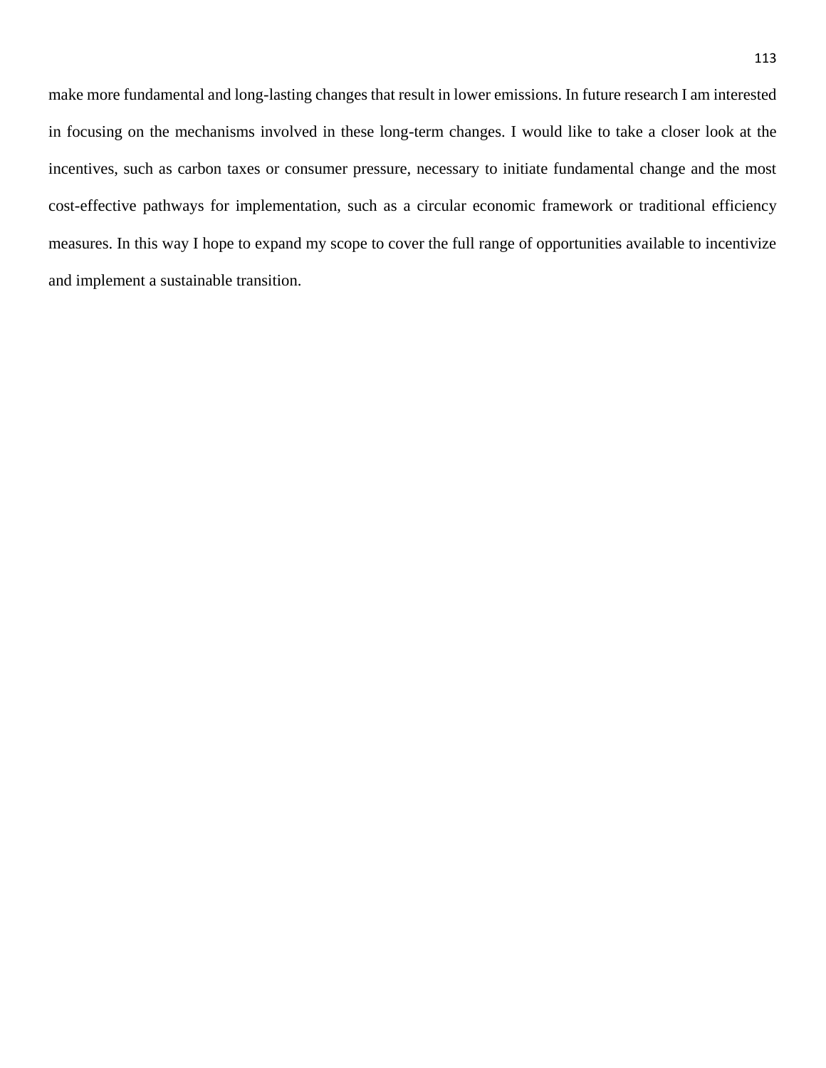make more fundamental and long-lasting changes that result in lower emissions. In future research I am interested in focusing on the mechanisms involved in these long-term changes. I would like to take a closer look at the incentives, such as carbon taxes or consumer pressure, necessary to initiate fundamental change and the most cost-effective pathways for implementation, such as a circular economic framework or traditional efficiency measures. In this way I hope to expand my scope to cover the full range of opportunities available to incentivize and implement a sustainable transition.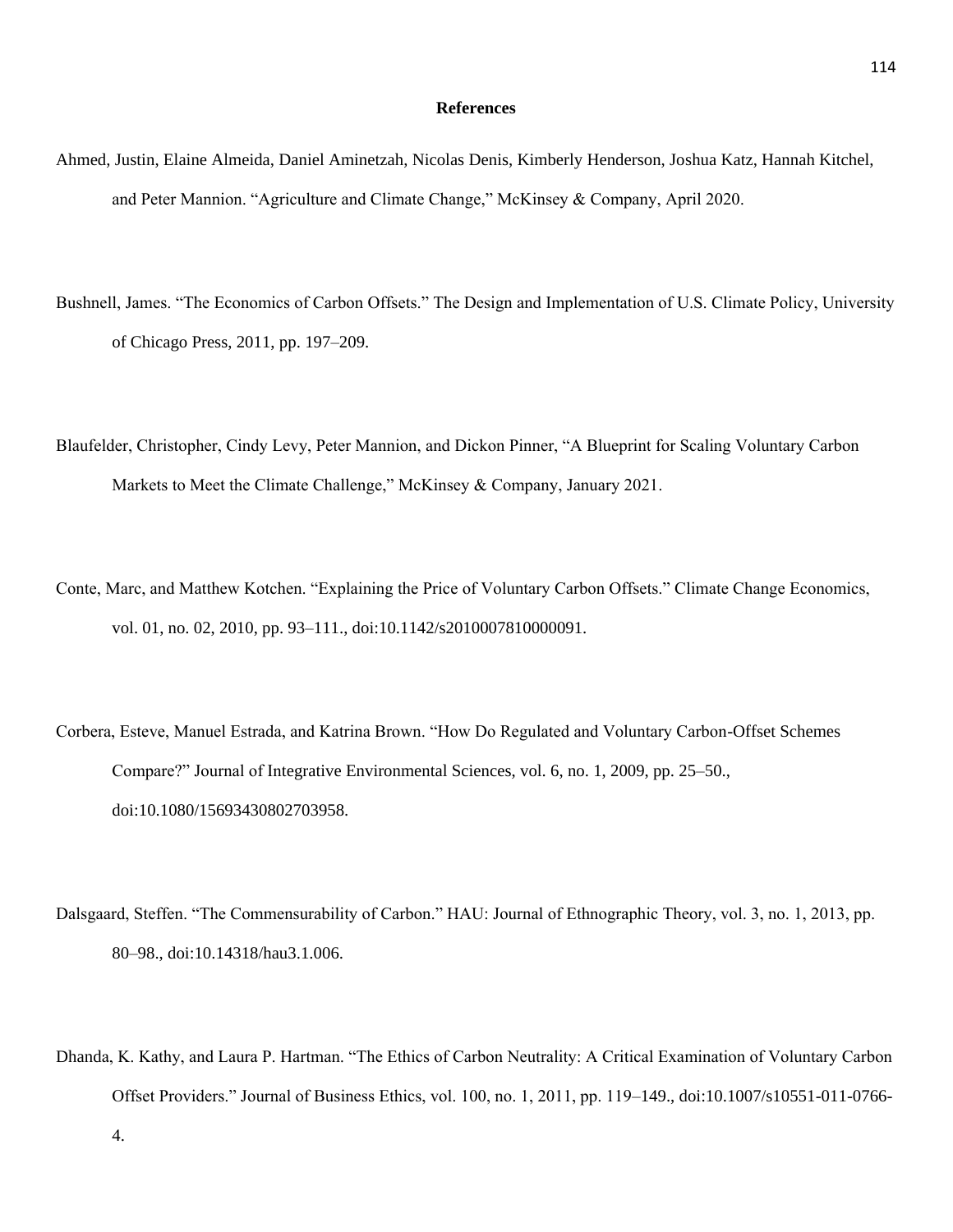## References

Ahmed, Justin, Elaine Almeida, Daniel Aminetzah, Nicolas Denis, Kimberly Henderson, Joshua Katz, Hannah Kitchel, and Peter Mannion. "Agriculture and Climate Change," McKinsey & Company, April 2020.

Bushnell, James. "The Economics of Carbon Offsets." The Design and Implementation of U.S. Climate Policy, University of Chicago Press, 2011, pp. 197–209.

Blaufelder, Christopher, Cindy Levy, Peter Mannion, and Dickon Pinner, "A Blueprint for Scaling Voluntary Carbon Markets to Meet the Climate Challenge," McKinsey & Company, January 2021.

Conte, Marc, and Matthew Kotchen. "Explaining the Price of Voluntary Carbon Offsets." Climate Change Economics, vol. 01, no. 02, 2010, pp. 93–111., doi:10.1142/s2010007810000091.

Corbera, Esteve, Manuel Estrada, and Katrina Brown. "How Do Regulated and Voluntary Carbon-Offset Schemes Compare?" Journal of Integrative Environmental Sciences, vol. 6, no. 1, 2009, pp. 25–50., doi:10.1080/15693430802703958.

Dalsgaard, Steffen. "The Commensurability of Carbon." HAU: Journal of Ethnographic Theory, vol. 3, no. 1, 2013, pp. 80–98., doi:10.14318/hau3.1.006.

Dhanda, K. Kathy, and Laura P. Hartman. "The Ethics of Carbon Neutrality: A Critical Examination of Voluntary Carbon Offset Providers." Journal of Business Ethics, vol. 100, no. 1, 2011, pp. 119–149., doi:10.1007/s10551-011-0766-4.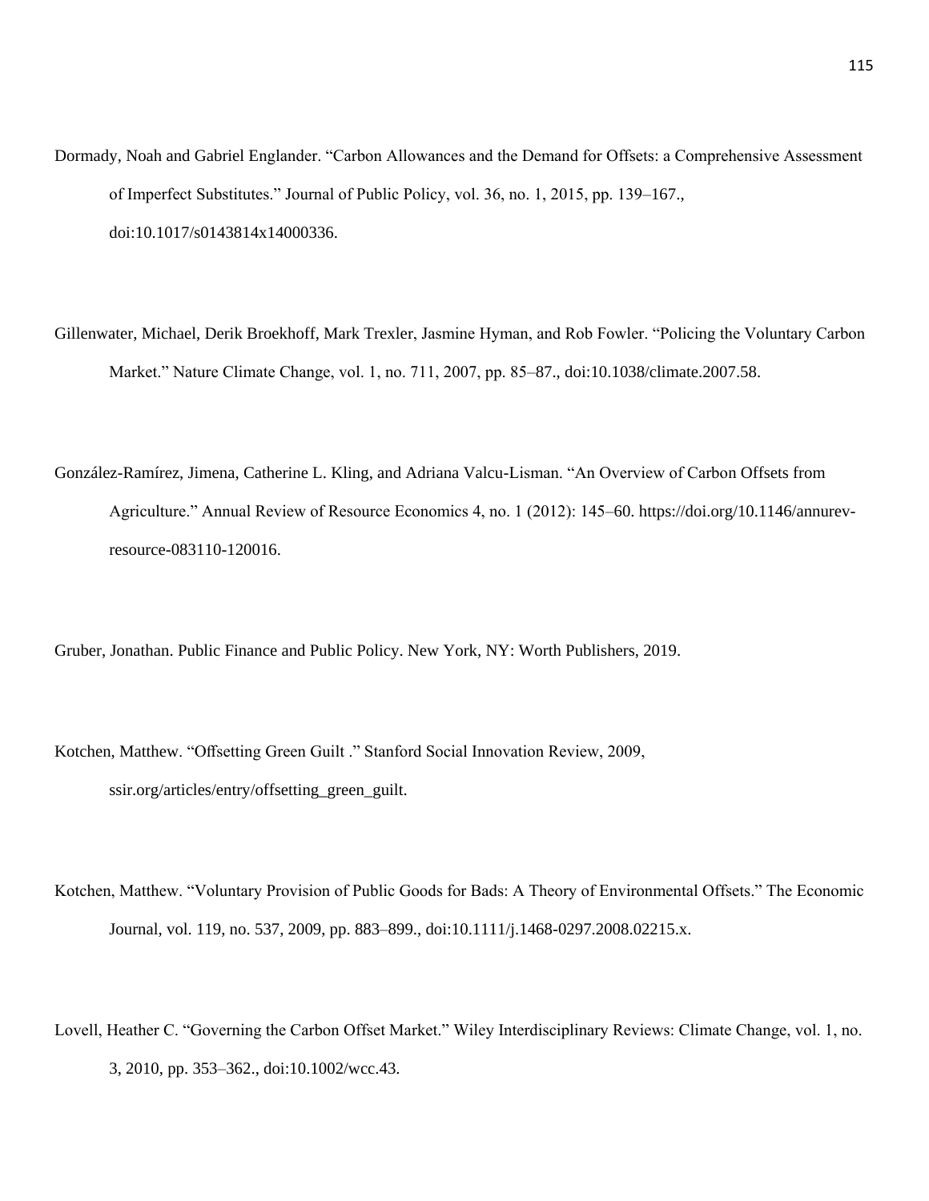Dormady, Noah and Gabriel Englander. “Carbon Allowances and the Demand for Offsets: a Comprehensive Assessment of Imperfect Substitutes.” Journal of Public Policy, vol. 36, no. 1, 2015, pp. 139–167., doi:10.1017/s0143814x14000336.

Gillenwater, Michael, Derik Broekhoff, Mark Trexler, Jasmine Hyman, and Rob Fowler. “Policing the Voluntary Carbon Market.” Nature Climate Change, vol. 1, no. 711, 2007, pp. 85–87., doi:10.1038/climate.2007.58.

González-Ramírez, Jimena, Catherine L. Kling, and Adriana Valcu-Lisman. “An Overview of Carbon Offsets from Agriculture.” Annual Review of Resource Economics 4, no. 1 (2012): 145–60. https://doi.org/10.1146/annurev-resource-083110-120016.

Gruber, Jonathan. Public Finance and Public Policy. New York, NY: Worth Publishers, 2019.

Kotchen, Matthew. “Offsetting Green Guilt .” Stanford Social Innovation Review, 2009, ssir.org/articles/entry/offsetting_green_guilt.

Kotchen, Matthew. “Voluntary Provision of Public Goods for Bads: A Theory of Environmental Offsets.” The Economic Journal, vol. 119, no. 537, 2009, pp. 883–899., doi:10.1111/j.1468-0297.2008.02215.x.

Lovell, Heather C. “Governing the Carbon Offset Market.” Wiley Interdisciplinary Reviews: Climate Change, vol. 1, no. 3, 2010, pp. 353–362., doi:10.1002/wcc.43.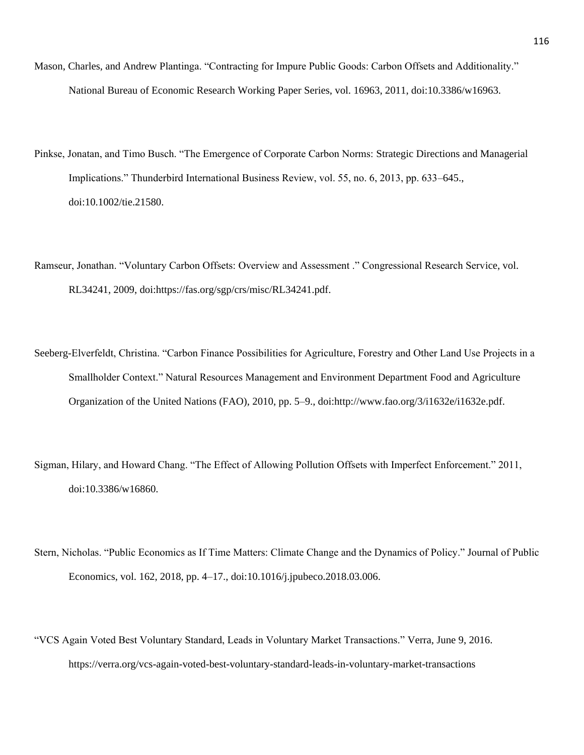Mason, Charles, and Andrew Plantinga. "Contracting for Impure Public Goods: Carbon Offsets and Additionality." National Bureau of Economic Research Working Paper Series, vol. 16963, 2011, doi:10.3386/w16963.

Pinkse, Jonatan, and Timo Busch. "The Emergence of Corporate Carbon Norms: Strategic Directions and Managerial Implications." Thunderbird International Business Review, vol. 55, no. 6, 2013, pp. 633–645., doi:10.1002/tie.21580.

Ramseur, Jonathan. "Voluntary Carbon Offsets: Overview and Assessment ." Congressional Research Service, vol. RL34241, 2009, doi:https://fas.org/sgp/crs/misc/RL34241.pdf.

Seeberg-Elverfeldt, Christina. "Carbon Finance Possibilities for Agriculture, Forestry and Other Land Use Projects in a Smallholder Context." Natural Resources Management and Environment Department Food and Agriculture Organization of the United Nations (FAO), 2010, pp. 5–9., doi:http://www.fao.org/3/i1632e/i1632e.pdf.

Sigman, Hilary, and Howard Chang. "The Effect of Allowing Pollution Offsets with Imperfect Enforcement." 2011, doi:10.3386/w16860.

Stern, Nicholas. "Public Economics as If Time Matters: Climate Change and the Dynamics of Policy." Journal of Public Economics, vol. 162, 2018, pp. 4–17., doi:10.1016/j.jpubeco.2018.03.006.

"VCS Again Voted Best Voluntary Standard, Leads in Voluntary Market Transactions." Verra, June 9, 2016. https://verra.org/vcs-again-voted-best-voluntary-standard-leads-in-voluntary-market-transactions